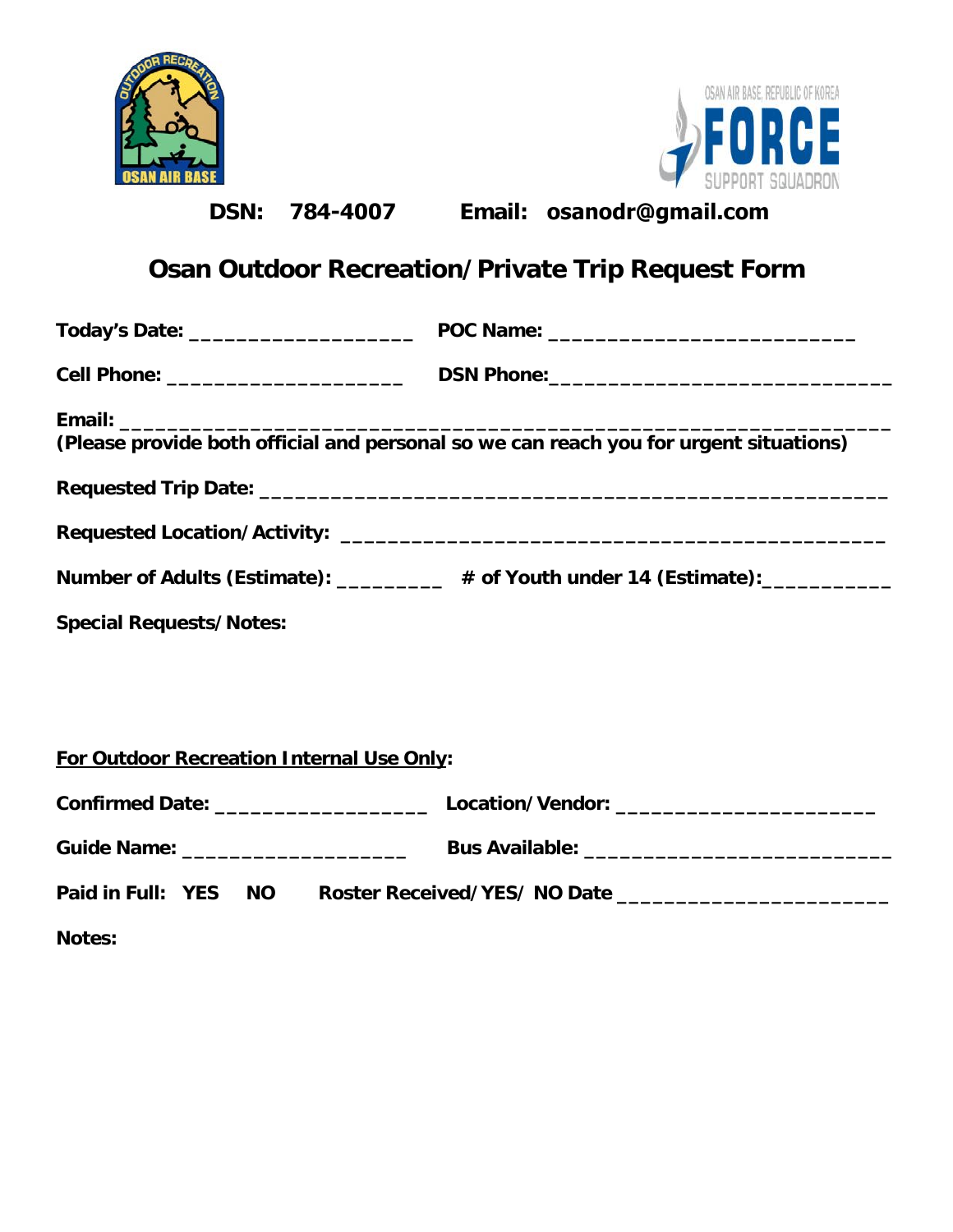**DSN: 784-4007 Email: osanodr@gmail.com**

# Osan Outdoor Recreation/Private Trip Request Form

**Today's Date:** ___________________ **POC Name:** __________________________

**Cell Phone:** ____________________ **DSN Phone:**____________________________

**Email:** ____________________________________________________________________

**(Please provide both official and personal so we can reach you for urgent situations)**

**Requested Trip Date:** _____________________________________________________

**Requested Location/Activity:** ______________________________________________

**Number of Adults (Estimate):** _________ **# of Youth under 14 (Estimate):**___________

**Special Requests/Notes:**

**<u>For Outdoor Recreation Internal Use Only</u>:**

**Confirmed Date:** __________________ **Location/Vendor:** ______________________

**Guide Name:** ___________________ **Bus Available:** __________________________

**Paid in Full: YES NO Roster Received/YES/ NO Date** _______________________

**Notes:**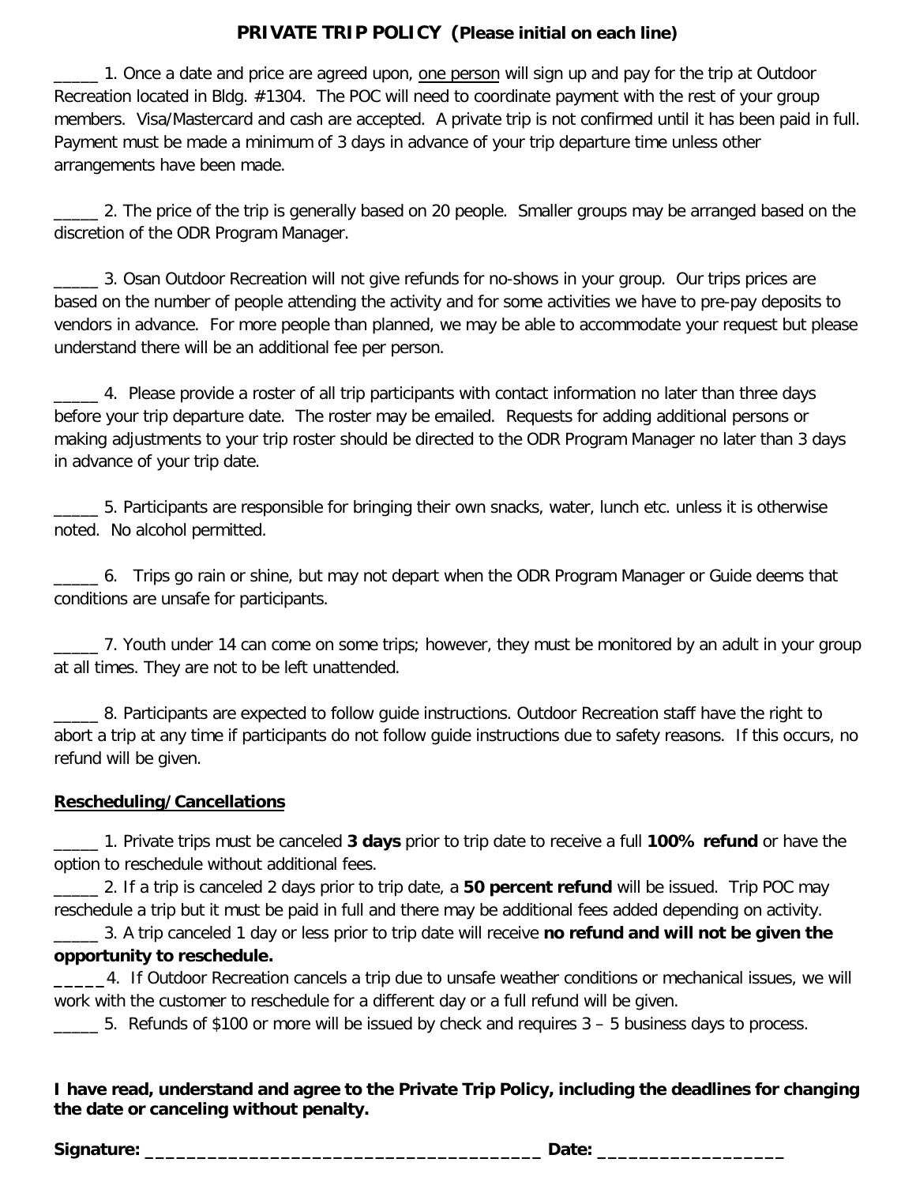# PRIVATE TRIP POLICY (Please initial on each line)

_____ 1. Once a date and price are agreed upon, one person will sign up and pay for the trip at Outdoor Recreation located in Bldg. #1304. The POC will need to coordinate payment with the rest of your group members. Visa/Mastercard and cash are accepted. A private trip is not confirmed until it has been paid in full. Payment must be made a minimum of 3 days in advance of your trip departure time unless other arrangements have been made.

_____ 2. The price of the trip is generally based on 20 people. Smaller groups may be arranged based on the discretion of the ODR Program Manager.

_____ 3. Osan Outdoor Recreation will not give refunds for no-shows in your group. Our trips prices are based on the number of people attending the activity and for some activities we have to pre-pay deposits to vendors in advance. For more people than planned, we may be able to accommodate your request but please understand there will be an additional fee per person.

_____ 4. Please provide a roster of all trip participants with contact information no later than three days before your trip departure date. The roster may be emailed. Requests for adding additional persons or making adjustments to your trip roster should be directed to the ODR Program Manager no later than 3 days in advance of your trip date.

_____ 5. Participants are responsible for bringing their own snacks, water, lunch etc. unless it is otherwise noted. No alcohol permitted.

_____ 6. Trips go rain or shine, but may not depart when the ODR Program Manager or Guide deems that conditions are unsafe for participants.

_____ 7. Youth under 14 can come on some trips; however, they must be monitored by an adult in your group at all times. They are not to be left unattended.

_____ 8. Participants are expected to follow guide instructions. Outdoor Recreation staff have the right to abort a trip at any time if participants do not follow guide instructions due to safety reasons. If this occurs, no refund will be given.

## Rescheduling/Cancellations

_____ 1. Private trips must be canceled **3 days** prior to trip date to receive a full **100% refund** or have the option to reschedule without additional fees.

_____ 2. If a trip is canceled 2 days prior to trip date, a **50 percent refund** will be issued. Trip POC may reschedule a trip but it must be paid in full and there may be additional fees added depending on activity.

_____ 3. A trip canceled 1 day or less prior to trip date will receive **no refund and will not be given the opportunity to reschedule.**

_____ 4. If Outdoor Recreation cancels a trip due to unsafe weather conditions or mechanical issues, we will work with the customer to reschedule for a different day or a full refund will be given.

_____ 5. Refunds of $100 or more will be issued by check and requires 3 – 5 business days to process.

**I have read, understand and agree to the Private Trip Policy, including the deadlines for changing the date or canceling without penalty.**

**Signature: ______________________________________ Date: _________________**